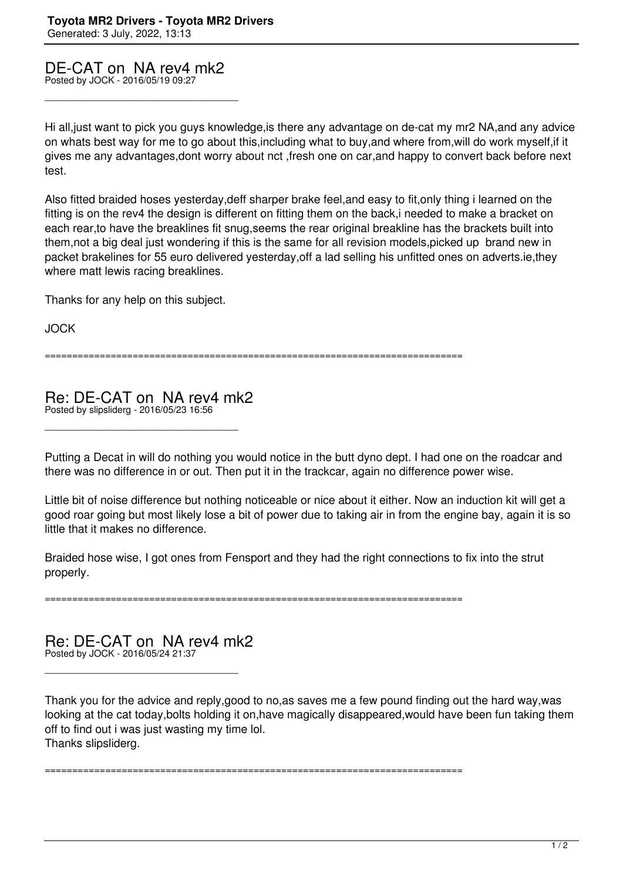# DE-CAT on NA rev4 mk2

Posted by JOCK - 2016/05/19 09:27

---

Hi all,just want to pick you guys knowledge,is there any advantage on de-cat my mr2 NA,and any advice on whats best way for me to go about this,including what to buy,and where from,will do work myself,if it gives me any advantages,dont worry about nct ,fresh one on car,and happy to convert back before next test.

Also fitted braided hoses yesterday,deff sharper brake feel,and easy to fit,only thing i learned on the fitting is on the rev4 the design is different on fitting them on the back,i needed to make a bracket on each rear,to have the breaklines fit snug,seems the rear original breakline has the brackets built into them,not a big deal just wondering if this is the same for all revision models,picked up brand new in packet brakelines for 55 euro delivered yesterday,off a lad selling his unfitted ones on adverts.ie,they where matt lewis racing breaklines.

Thanks for any help on this subject.

JOCK

============================================================================

# Re: DE-CAT on NA rev4 mk2

Posted by slipsliderg - 2016/05/23 16:56

---

Putting a Decat in will do nothing you would notice in the butt dyno dept. I had one on the roadcar and there was no difference in or out. Then put it in the trackcar, again no difference power wise.

Little bit of noise difference but nothing noticeable or nice about it either. Now an induction kit will get a good roar going but most likely lose a bit of power due to taking air in from the engine bay, again it is so little that it makes no difference.

Braided hose wise, I got ones from Fensport and they had the right connections to fix into the strut properly.

============================================================================

# Re: DE-CAT on NA rev4 mk2

Posted by JOCK - 2016/05/24 21:37

---

Thank you for the advice and reply,good to no,as saves me a few pound finding out the hard way,was looking at the cat today,bolts holding it on,have magically disappeared,would have been fun taking them off to find out i was just wasting my time lol.
Thanks slipsliderg.

============================================================================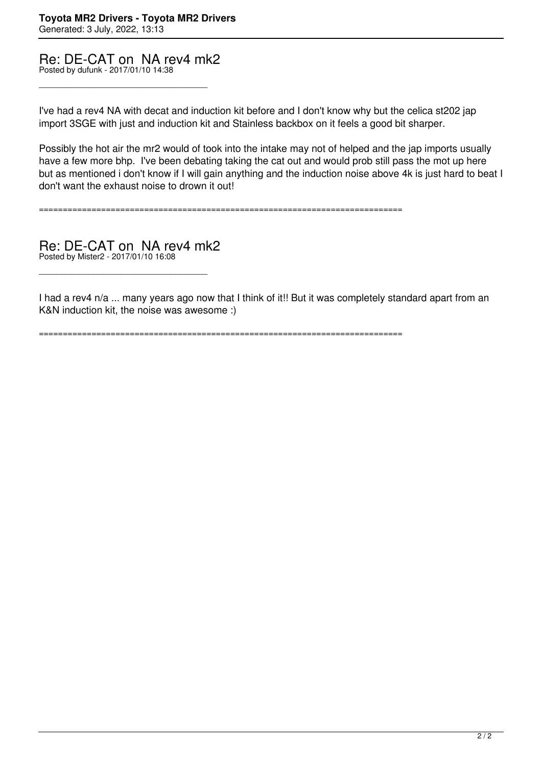## Re: DE-CAT on NA rev4 mk2

Posted by dufunk - 2017/01/10 14:38

---

I've had a rev4 NA with decat and induction kit before and I don't know why but the celica st202 jap import 3SGE with just and induction kit and Stainless backbox on it feels a good bit sharper.

Possibly the hot air the mr2 would of took into the intake may not of helped and the jap imports usually have a few more bhp. I've been debating taking the cat out and would prob still pass the mot up here but as mentioned i don't know if I will gain anything and the induction noise above 4k is just hard to beat I don't want the exhaust noise to drown it out!

============================================================================

## Re: DE-CAT on NA rev4 mk2

Posted by Mister2 - 2017/01/10 16:08

---

I had a rev4 n/a ... many years ago now that I think of it!! But it was completely standard apart from an K&N induction kit, the noise was awesome :)

============================================================================